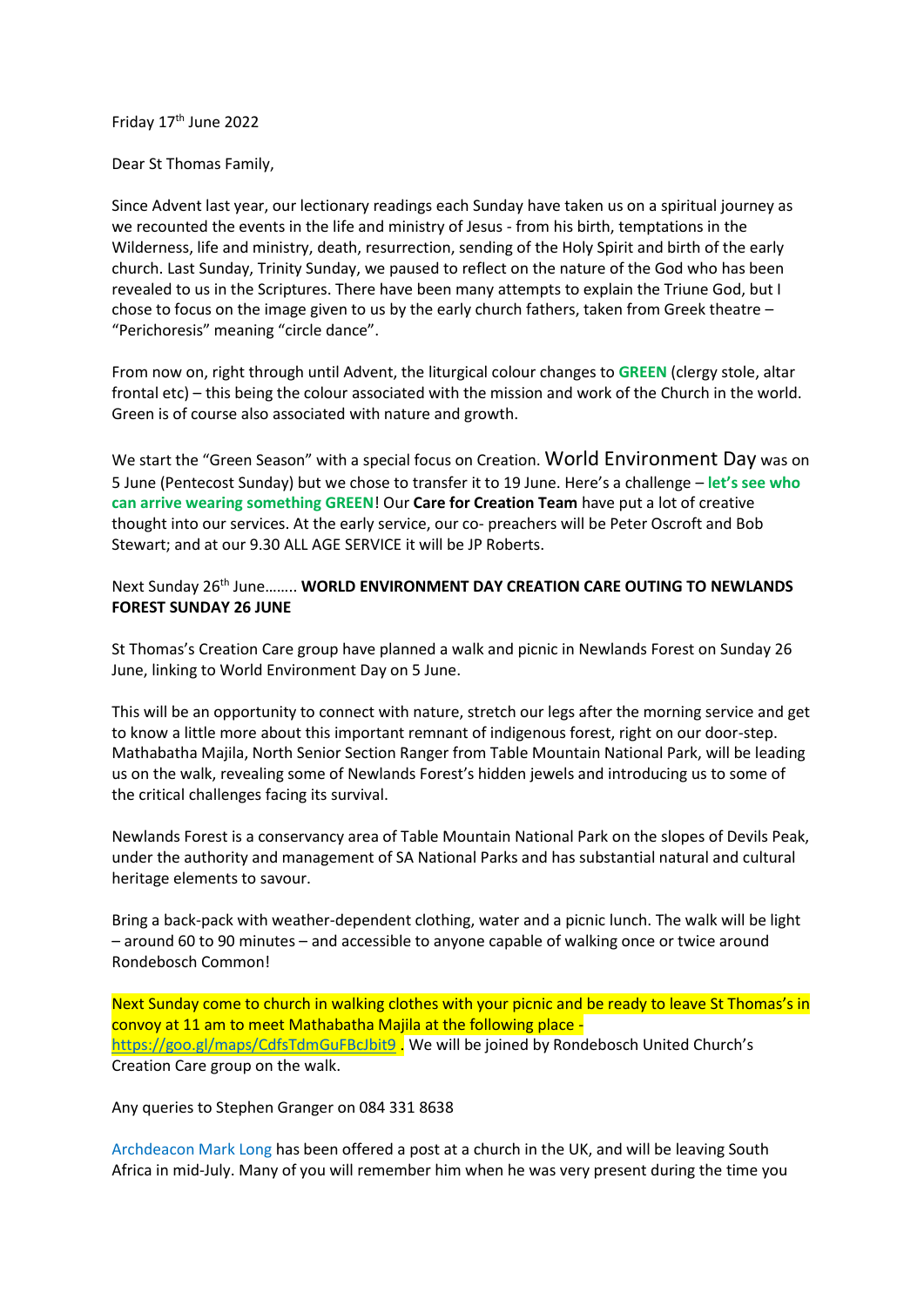Friday 17th June 2022

Dear St Thomas Family,

Since Advent last year, our lectionary readings each Sunday have taken us on a spiritual journey as we recounted the events in the life and ministry of Jesus - from his birth, temptations in the Wilderness, life and ministry, death, resurrection, sending of the Holy Spirit and birth of the early church. Last Sunday, Trinity Sunday, we paused to reflect on the nature of the God who has been revealed to us in the Scriptures. There have been many attempts to explain the Triune God, but I chose to focus on the image given to us by the early church fathers, taken from Greek theatre – "Perichoresis" meaning "circle dance".

From now on, right through until Advent, the liturgical colour changes to **GREEN** (clergy stole, altar frontal etc) – this being the colour associated with the mission and work of the Church in the world. Green is of course also associated with nature and growth.

We start the "Green Season" with a special focus on Creation. World Environment Day was on 5 June (Pentecost Sunday) but we chose to transfer it to 19 June. Here's a challenge – **let's see who can arrive wearing something GREEN**! Our **Care for Creation Team** have put a lot of creative thought into our services. At the early service, our co- preachers will be Peter Oscroft and Bob Stewart; and at our 9.30 ALL AGE SERVICE it will be JP Roberts.

Next Sunday 26th June…….. **WORLD ENVIRONMENT DAY CREATION CARE OUTING TO NEWLANDS FOREST SUNDAY 26 JUNE**

St Thomas's Creation Care group have planned a walk and picnic in Newlands Forest on Sunday 26 June, linking to World Environment Day on 5 June.

This will be an opportunity to connect with nature, stretch our legs after the morning service and get to know a little more about this important remnant of indigenous forest, right on our door-step. Mathabatha Majila, North Senior Section Ranger from Table Mountain National Park, will be leading us on the walk, revealing some of Newlands Forest's hidden jewels and introducing us to some of the critical challenges facing its survival.

Newlands Forest is a conservancy area of Table Mountain National Park on the slopes of Devils Peak, under the authority and management of SA National Parks and has substantial natural and cultural heritage elements to savour.

Bring a back-pack with weather-dependent clothing, water and a picnic lunch. The walk will be light – around 60 to 90 minutes – and accessible to anyone capable of walking once or twice around Rondebosch Common!

Next Sunday come to church in walking clothes with your picnic and be ready to leave St Thomas's in convoy at 11 am to meet Mathabatha Majila at the following place - https://goo.gl/maps/CdfsTdmGuFBcJbit9 . We will be joined by Rondebosch United Church's Creation Care group on the walk.

Any queries to Stephen Granger on 084 331 8638

Archdeacon Mark Long has been offered a post at a church in the UK, and will be leaving South Africa in mid-July. Many of you will remember him when he was very present during the time you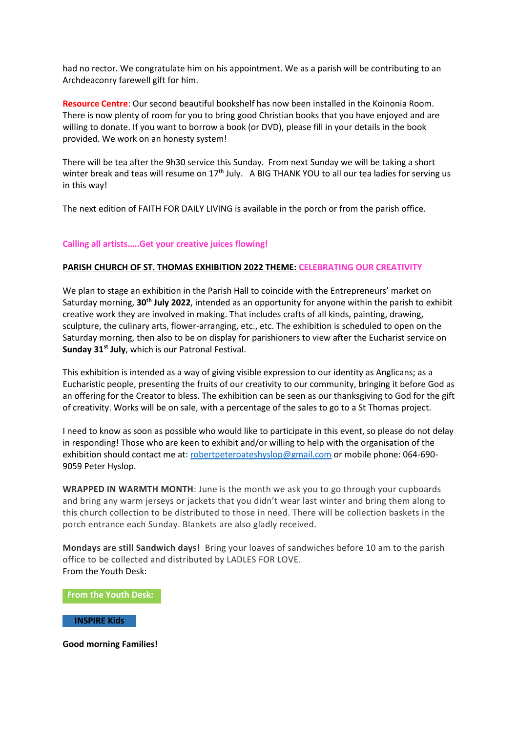had no rector. We congratulate him on his appointment. We as a parish will be contributing to an Archdeaconry farewell gift for him.

**Resource Centre**: Our second beautiful bookshelf has now been installed in the Koinonia Room. There is now plenty of room for you to bring good Christian books that you have enjoyed and are willing to donate. If you want to borrow a book (or DVD), please fill in your details in the book provided. We work on an honesty system!

There will be tea after the 9h30 service this Sunday. From next Sunday we will be taking a short winter break and teas will resume on 17th July. A BIG THANK YOU to all our tea ladies for serving us in this way!

The next edition of FAITH FOR DAILY LIVING is available in the porch or from the parish office.

**Calling all artists…..Get your creative juices flowing!**

**PARISH CHURCH OF ST. THOMAS EXHIBITION 2022 THEME: CELEBRATING OUR CREATIVITY**

We plan to stage an exhibition in the Parish Hall to coincide with the Entrepreneurs' market on Saturday morning, **30th July 2022**, intended as an opportunity for anyone within the parish to exhibit creative work they are involved in making. That includes crafts of all kinds, painting, drawing, sculpture, the culinary arts, flower-arranging, etc., etc. The exhibition is scheduled to open on the Saturday morning, then also to be on display for parishioners to view after the Eucharist service on **Sunday 31st July**, which is our Patronal Festival.

This exhibition is intended as a way of giving visible expression to our identity as Anglicans; as a Eucharistic people, presenting the fruits of our creativity to our community, bringing it before God as an offering for the Creator to bless. The exhibition can be seen as our thanksgiving to God for the gift of creativity. Works will be on sale, with a percentage of the sales to go to a St Thomas project.

I need to know as soon as possible who would like to participate in this event, so please do not delay in responding! Those who are keen to exhibit and/or willing to help with the organisation of the exhibition should contact me at: robertpeteroateshyslop@gmail.com or mobile phone: 064-690-9059 Peter Hyslop.

**WRAPPED IN WARMTH MONTH**: June is the month we ask you to go through your cupboards and bring any warm jerseys or jackets that you didn't wear last winter and bring them along to this church collection to be distributed to those in need. There will be collection baskets in the porch entrance each Sunday. Blankets are also gladly received.

**Mondays are still Sandwich days!** Bring your loaves of sandwiches before 10 am to the parish office to be collected and distributed by LADLES FOR LOVE.
From the Youth Desk:

**From the Youth Desk:**

**INSPIRE Kids**

**Good morning Families!**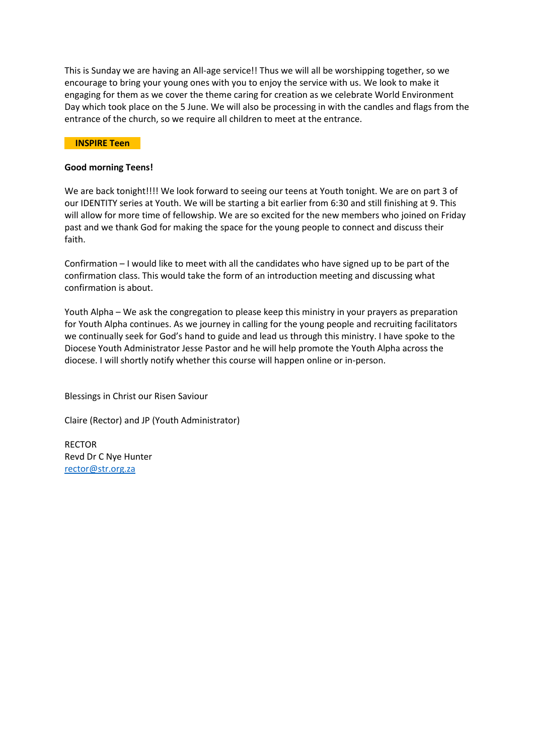This is Sunday we are having an All-age service!! Thus we will all be worshipping together, so we encourage to bring your young ones with you to enjoy the service with us. We look to make it engaging for them as we cover the theme caring for creation as we celebrate World Environment Day which took place on the 5 June. We will also be processing in with the candles and flags from the entrance of the church, so we require all children to meet at the entrance.

**INSPIRE Teen**

**Good morning Teens!**

We are back tonight!!!! We look forward to seeing our teens at Youth tonight. We are on part 3 of our IDENTITY series at Youth. We will be starting a bit earlier from 6:30 and still finishing at 9. This will allow for more time of fellowship. We are so excited for the new members who joined on Friday past and we thank God for making the space for the young people to connect and discuss their faith.

Confirmation – I would like to meet with all the candidates who have signed up to be part of the confirmation class. This would take the form of an introduction meeting and discussing what confirmation is about.

Youth Alpha – We ask the congregation to please keep this ministry in your prayers as preparation for Youth Alpha continues. As we journey in calling for the young people and recruiting facilitators we continually seek for God's hand to guide and lead us through this ministry. I have spoke to the Diocese Youth Administrator Jesse Pastor and he will help promote the Youth Alpha across the diocese. I will shortly notify whether this course will happen online or in-person.

Blessings in Christ our Risen Saviour

Claire (Rector) and JP (Youth Administrator)

RECTOR
Revd Dr C Nye Hunter
rector@str.org.za